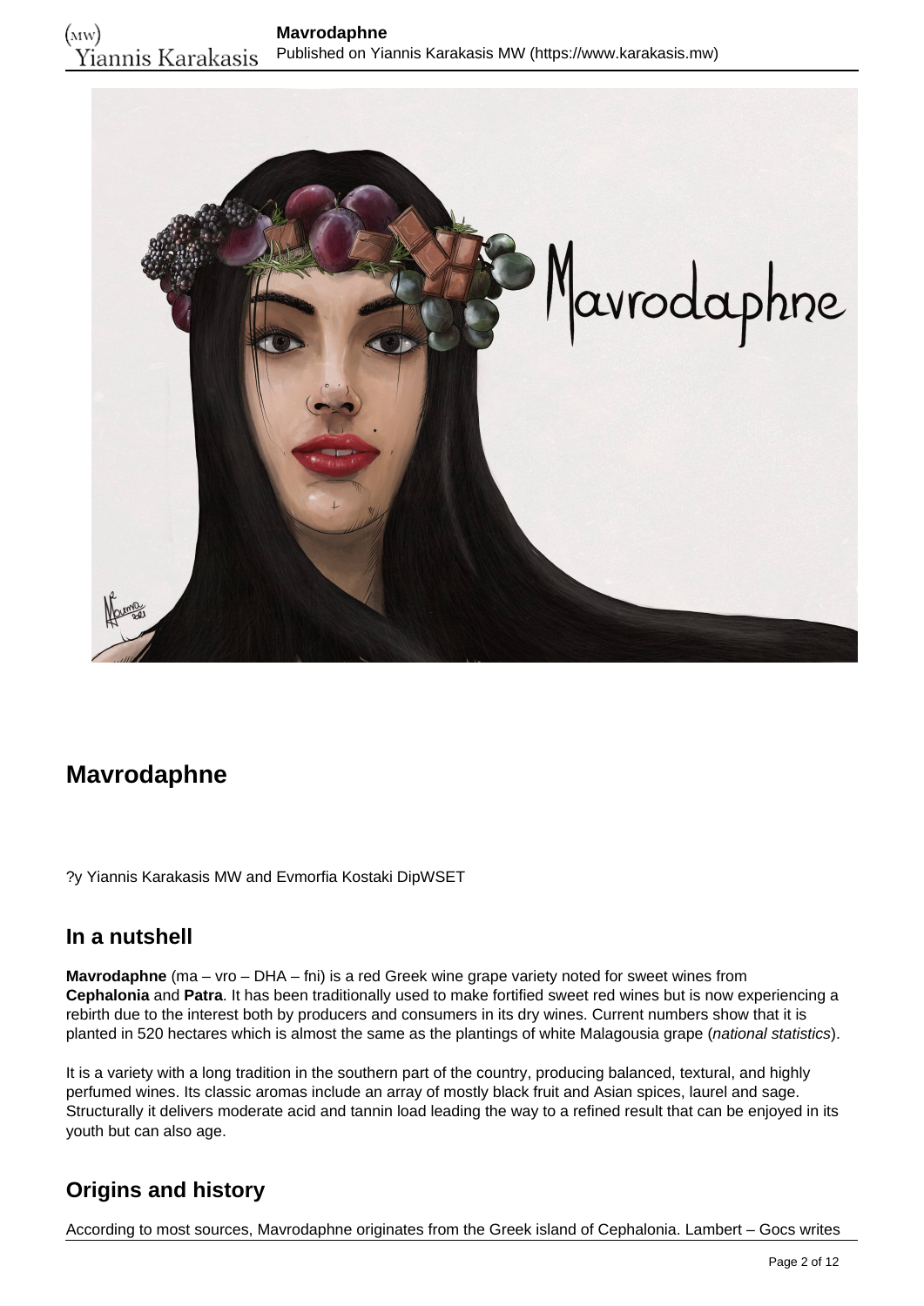# Mavrodaphne

?y Yiannis Karakasis MW and Evmorfia Kostaki DipWSET

## In a nutshell

**Mavrodaphne** (ma – vro – DHA – fni) is a red Greek wine grape variety noted for sweet wines from **Cephalonia** and **Patra**. It has been traditionally used to make fortified sweet red wines but is now experiencing a rebirth due to the interest both by producers and consumers in its dry wines. Current numbers show that it is planted in 520 hectares which is almost the same as the plantings of white Malagousia grape (*national statistics*).

It is a variety with a long tradition in the southern part of the country, producing balanced, textural, and highly perfumed wines. Its classic aromas include an array of mostly black fruit and Asian spices, laurel and sage. Structurally it delivers moderate acid and tannin load leading the way to a refined result that can be enjoyed in its youth but can also age.

## Origins and history

According to most sources, Mavrodaphne originates from the Greek island of Cephalonia. Lambert – Gocs writes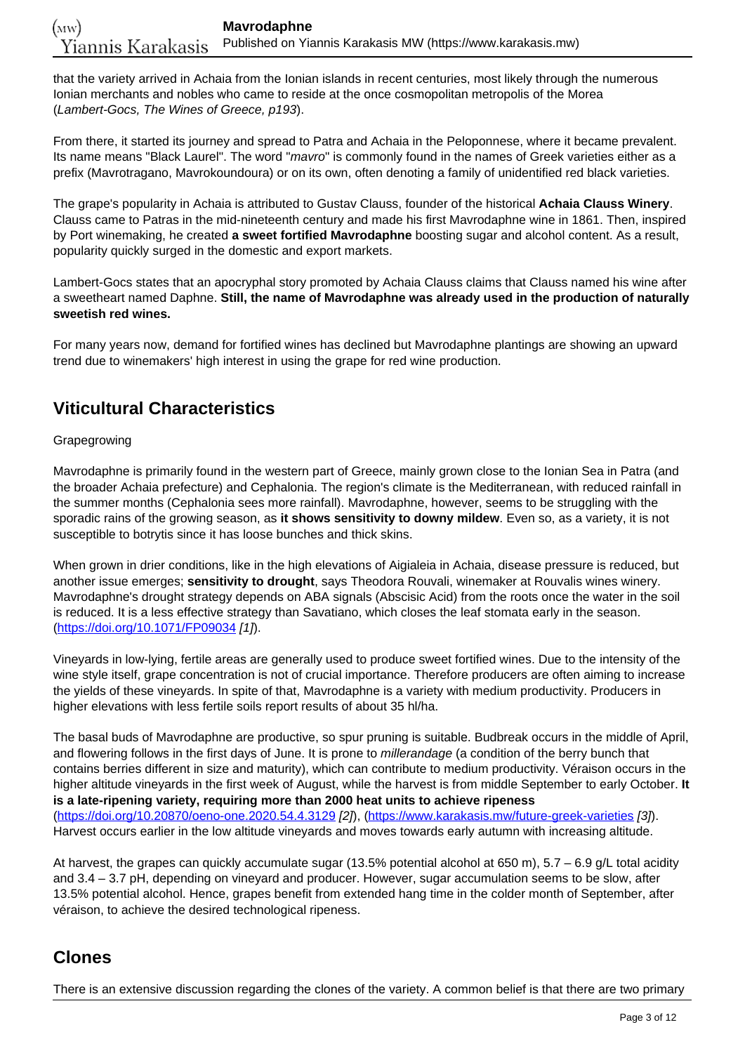that the variety arrived in Achaia from the Ionian islands in recent centuries, most likely through the numerous Ionian merchants and nobles who came to reside at the once cosmopolitan metropolis of the Morea (*Lambert-Gocs, The Wines of Greece, p193*).

From there, it started its journey and spread to Patra and Achaia in the Peloponnese, where it became prevalent. Its name means "Black Laurel". The word "*mavro*" is commonly found in the names of Greek varieties either as a prefix (Mavrotragano, Mavrokoundoura) or on its own, often denoting a family of unidentified red black varieties.

The grape's popularity in Achaia is attributed to Gustav Clauss, founder of the historical **Achaia Clauss Winery**. Clauss came to Patras in the mid-nineteenth century and made his first Mavrodaphne wine in 1861. Then, inspired by Port winemaking, he created **a sweet fortified Mavrodaphne** boosting sugar and alcohol content. As a result, popularity quickly surged in the domestic and export markets.

Lambert-Gocs states that an apocryphal story promoted by Achaia Clauss claims that Clauss named his wine after a sweetheart named Daphne. **Still, the name of Mavrodaphne was already used in the production of naturally sweetish red wines.**

For many years now, demand for fortified wines has declined but Mavrodaphne plantings are showing an upward trend due to winemakers' high interest in using the grape for red wine production.

## Viticultural Characteristics

Grapegrowing

Mavrodaphne is primarily found in the western part of Greece, mainly grown close to the Ionian Sea in Patra (and the broader Achaia prefecture) and Cephalonia. The region's climate is the Mediterranean, with reduced rainfall in the summer months (Cephalonia sees more rainfall). Mavrodaphne, however, seems to be struggling with the sporadic rains of the growing season, as **it shows sensitivity to downy mildew**. Even so, as a variety, it is not susceptible to botrytis since it has loose bunches and thick skins.

When grown in drier conditions, like in the high elevations of Aigialeia in Achaia, disease pressure is reduced, but another issue emerges; **sensitivity to drought**, says Theodora Rouvali, winemaker at Rouvalis wines winery. Mavrodaphne's drought strategy depends on ABA signals (Abscisic Acid) from the roots once the water in the soil is reduced. It is a less effective strategy than Savatiano, which closes the leaf stomata early in the season. (https://doi.org/10.1071/FP09034 *[1]*).

Vineyards in low-lying, fertile areas are generally used to produce sweet fortified wines. Due to the intensity of the wine style itself, grape concentration is not of crucial importance. Therefore producers are often aiming to increase the yields of these vineyards. In spite of that, Mavrodaphne is a variety with medium productivity. Producers in higher elevations with less fertile soils report results of about 35 hl/ha.

The basal buds of Mavrodaphne are productive, so spur pruning is suitable. Budbreak occurs in the middle of April, and flowering follows in the first days of June. It is prone to *millerandage* (a condition of the berry bunch that contains berries different in size and maturity), which can contribute to medium productivity. Véraison occurs in the higher altitude vineyards in the first week of August, while the harvest is from middle September to early October. **It is a late-ripening variety, requiring more than 2000 heat units to achieve ripeness** (https://doi.org/10.20870/oeno-one.2020.54.4.3129 *[2]*), (https://www.karakasis.mw/future-greek-varieties *[3]*). Harvest occurs earlier in the low altitude vineyards and moves towards early autumn with increasing altitude.

At harvest, the grapes can quickly accumulate sugar (13.5% potential alcohol at 650 m), 5.7 – 6.9 g/L total acidity and 3.4 – 3.7 pH, depending on vineyard and producer. However, sugar accumulation seems to be slow, after 13.5% potential alcohol. Hence, grapes benefit from extended hang time in the colder month of September, after véraison, to achieve the desired technological ripeness.

## Clones

There is an extensive discussion regarding the clones of the variety. A common belief is that there are two primary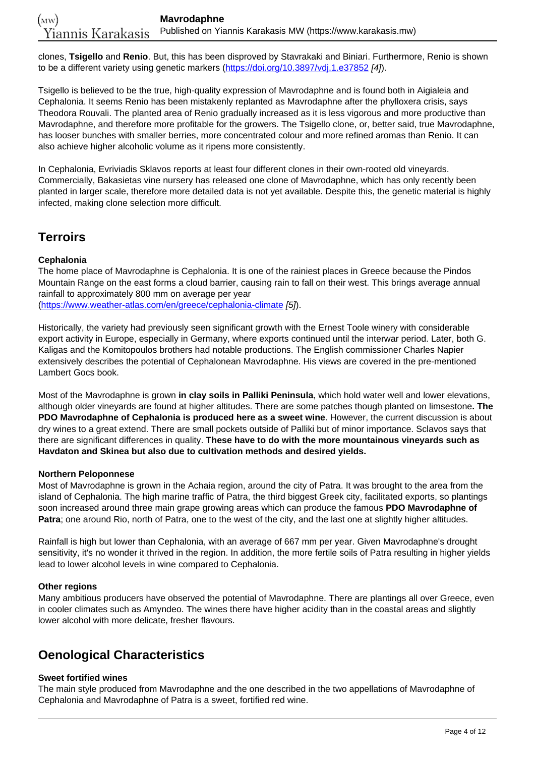clones, **Tsigello** and **Renio**. But, this has been disproved by Stavrakaki and Biniari. Furthermore, Renio is shown to be a different variety using genetic markers (https://doi.org/10.3897/vdj.1.e37852 *[4]*).

Tsigello is believed to be the true, high-quality expression of Mavrodaphne and is found both in Aigialeia and Cephalonia. It seems Renio has been mistakenly replanted as Mavrodaphne after the phylloxera crisis, says Theodora Rouvali. The planted area of Renio gradually increased as it is less vigorous and more productive than Mavrodaphne, and therefore more profitable for the growers. The Tsigello clone, or, better said, true Mavrodaphne, has looser bunches with smaller berries, more concentrated colour and more refined aromas than Renio. It can also achieve higher alcoholic volume as it ripens more consistently.

In Cephalonia, Evriviadis Sklavos reports at least four different clones in their own-rooted old vineyards. Commercially, Bakasietas vine nursery has released one clone of Mavrodaphne, which has only recently been planted in larger scale, therefore more detailed data is not yet available. Despite this, the genetic material is highly infected, making clone selection more difficult.

## Terroirs

**Cephalonia**

The home place of Mavrodaphne is Cephalonia. It is one of the rainiest places in Greece because the Pindos Mountain Range on the east forms a cloud barrier, causing rain to fall on their west. This brings average annual rainfall to approximately 800 mm on average per year (https://www.weather-atlas.com/en/greece/cephalonia-climate *[5]*).

Historically, the variety had previously seen significant growth with the Ernest Toole winery with considerable export activity in Europe, especially in Germany, where exports continued until the interwar period. Later, both G. Kaligas and the Komitopoulos brothers had notable productions. The English commissioner Charles Napier extensively describes the potential of Cephalonean Mavrodaphne. His views are covered in the pre-mentioned Lambert Gocs book.

Most of the Mavrodaphne is grown **in clay soils in Palliki Peninsula**, which hold water well and lower elevations, although older vineyards are found at higher altitudes. There are some patches though planted on limsestone**. The PDO Mavrodaphne of Cephalonia is produced here as a sweet wine**. However, the current discussion is about dry wines to a great extend. There are small pockets outside of Palliki but of minor importance. Sclavos says that there are significant differences in quality. **These have to do with the more mountainous vineyards such as Havdaton and Skinea but also due to cultivation methods and desired yields.**

**Northern Peloponnese**

Most of Mavrodaphne is grown in the Achaia region, around the city of Patra. It was brought to the area from the island of Cephalonia. The high marine traffic of Patra, the third biggest Greek city, facilitated exports, so plantings soon increased around three main grape growing areas which can produce the famous **PDO Mavrodaphne of Patra**; one around Rio, north of Patra, one to the west of the city, and the last one at slightly higher altitudes.

Rainfall is high but lower than Cephalonia, with an average of 667 mm per year. Given Mavrodaphne's drought sensitivity, it's no wonder it thrived in the region. In addition, the more fertile soils of Patra resulting in higher yields lead to lower alcohol levels in wine compared to Cephalonia.

**Other regions**

Many ambitious producers have observed the potential of Mavrodaphne. There are plantings all over Greece, even in cooler climates such as Amyndeo. The wines there have higher acidity than in the coastal areas and slightly lower alcohol with more delicate, fresher flavours.

## Oenological Characteristics

**Sweet fortified wines**

The main style produced from Mavrodaphne and the one described in the two appellations of Mavrodaphne of Cephalonia and Mavrodaphne of Patra is a sweet, fortified red wine.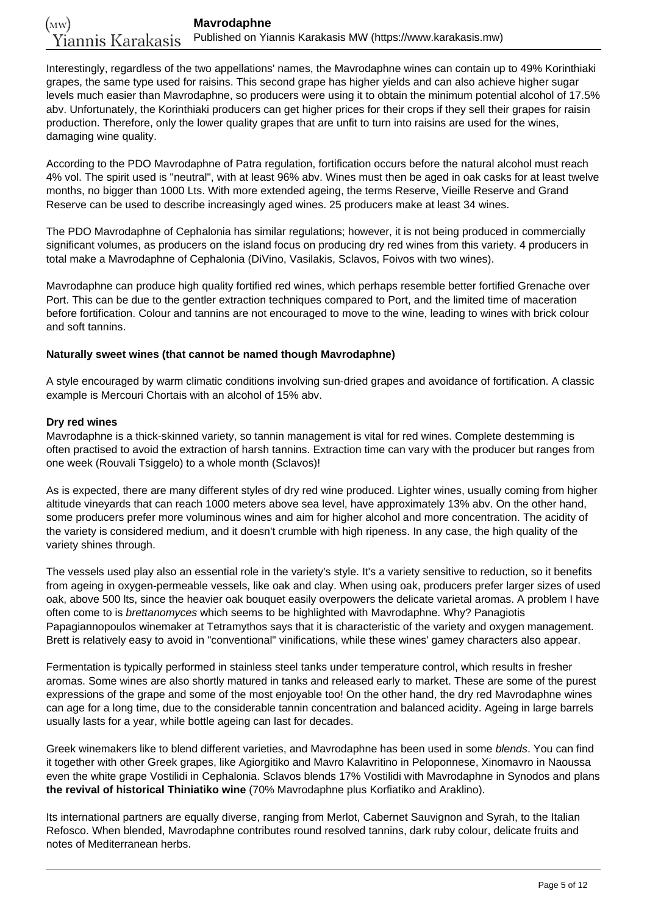Interestingly, regardless of the two appellations' names, the Mavrodaphne wines can contain up to 49% Korinthiaki grapes, the same type used for raisins. This second grape has higher yields and can also achieve higher sugar levels much easier than Mavrodaphne, so producers were using it to obtain the minimum potential alcohol of 17.5% abv. Unfortunately, the Korinthiaki producers can get higher prices for their crops if they sell their grapes for raisin production. Therefore, only the lower quality grapes that are unfit to turn into raisins are used for the wines, damaging wine quality.

According to the PDO Mavrodaphne of Patra regulation, fortification occurs before the natural alcohol must reach 4% vol. The spirit used is "neutral", with at least 96% abv. Wines must then be aged in oak casks for at least twelve months, no bigger than 1000 Lts. With more extended ageing, the terms Reserve, Vieille Reserve and Grand Reserve can be used to describe increasingly aged wines. 25 producers make at least 34 wines.

The PDO Mavrodaphne of Cephalonia has similar regulations; however, it is not being produced in commercially significant volumes, as producers on the island focus on producing dry red wines from this variety. 4 producers in total make a Mavrodaphne of Cephalonia (DiVino, Vasilakis, Sclavos, Foivos with two wines).

Mavrodaphne can produce high quality fortified red wines, which perhaps resemble better fortified Grenache over Port. This can be due to the gentler extraction techniques compared to Port, and the limited time of maceration before fortification. Colour and tannins are not encouraged to move to the wine, leading to wines with brick colour and soft tannins.

**Naturally sweet wines (that cannot be named though Mavrodaphne)**

A style encouraged by warm climatic conditions involving sun-dried grapes and avoidance of fortification. A classic example is Mercouri Chortais with an alcohol of 15% abv.

**Dry red wines**

Mavrodaphne is a thick-skinned variety, so tannin management is vital for red wines. Complete destemming is often practised to avoid the extraction of harsh tannins. Extraction time can vary with the producer but ranges from one week (Rouvali Tsiggelo) to a whole month (Sclavos)!

As is expected, there are many different styles of dry red wine produced. Lighter wines, usually coming from higher altitude vineyards that can reach 1000 meters above sea level, have approximately 13% abv. On the other hand, some producers prefer more voluminous wines and aim for higher alcohol and more concentration. The acidity of the variety is considered medium, and it doesn't crumble with high ripeness. In any case, the high quality of the variety shines through.

The vessels used play also an essential role in the variety's style. It's a variety sensitive to reduction, so it benefits from ageing in oxygen-permeable vessels, like oak and clay. When using oak, producers prefer larger sizes of used oak, above 500 lts, since the heavier oak bouquet easily overpowers the delicate varietal aromas. A problem I have often come to is *brettanomyces* which seems to be highlighted with Mavrodaphne. Why? Panagiotis Papagiannopoulos winemaker at Tetramythos says that it is characteristic of the variety and oxygen management. Brett is relatively easy to avoid in "conventional" vinifications, while these wines' gamey characters also appear.

Fermentation is typically performed in stainless steel tanks under temperature control, which results in fresher aromas. Some wines are also shortly matured in tanks and released early to market. These are some of the purest expressions of the grape and some of the most enjoyable too! On the other hand, the dry red Mavrodaphne wines can age for a long time, due to the considerable tannin concentration and balanced acidity. Ageing in large barrels usually lasts for a year, while bottle ageing can last for decades.

Greek winemakers like to blend different varieties, and Mavrodaphne has been used in some *blends*. You can find it together with other Greek grapes, like Agiorgitiko and Mavro Kalavritino in Peloponnese, Xinomavro in Naoussa even the white grape Vostilidi in Cephalonia. Sclavos blends 17% Vostilidi with Mavrodaphne in Synodos and plans **the revival of historical Thiniatiko wine** (70% Mavrodaphne plus Korfiatiko and Araklino).

Its international partners are equally diverse, ranging from Merlot, Cabernet Sauvignon and Syrah, to the Italian Refosco. When blended, Mavrodaphne contributes round resolved tannins, dark ruby colour, delicate fruits and notes of Mediterranean herbs.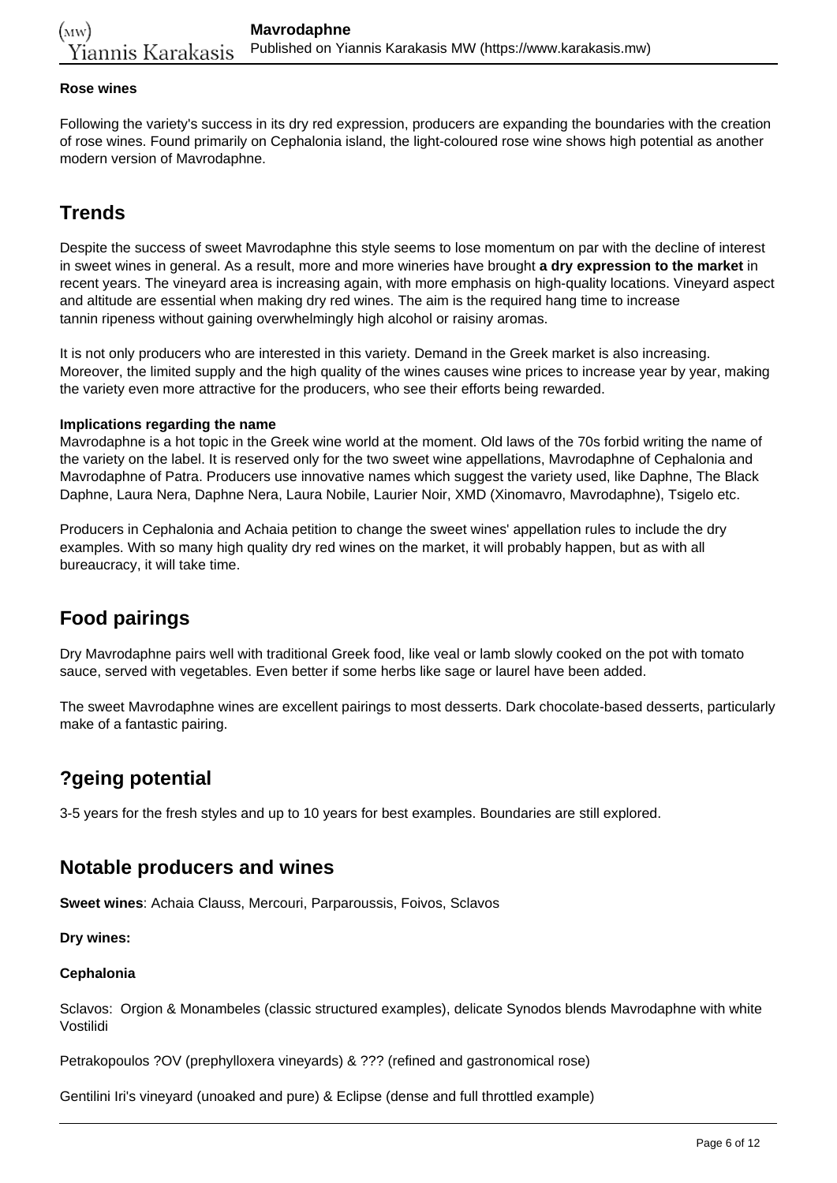**Rose wines**

Following the variety's success in its dry red expression, producers are expanding the boundaries with the creation of rose wines. Found primarily on Cephalonia island, the light-coloured rose wine shows high potential as another modern version of Mavrodaphne.

## Trends

Despite the success of sweet Mavrodaphne this style seems to lose momentum on par with the decline of interest in sweet wines in general. As a result, more and more wineries have brought **a dry expression to the market** in recent years. The vineyard area is increasing again, with more emphasis on high-quality locations. Vineyard aspect and altitude are essential when making dry red wines. The aim is the required hang time to increase tannin ripeness without gaining overwhelmingly high alcohol or raisiny aromas.

It is not only producers who are interested in this variety. Demand in the Greek market is also increasing. Moreover, the limited supply and the high quality of the wines causes wine prices to increase year by year, making the variety even more attractive for the producers, who see their efforts being rewarded.

**Implications regarding the name**
Mavrodaphne is a hot topic in the Greek wine world at the moment. Old laws of the 70s forbid writing the name of the variety on the label. It is reserved only for the two sweet wine appellations, Mavrodaphne of Cephalonia and Mavrodaphne of Patra. Producers use innovative names which suggest the variety used, like Daphne, The Black Daphne, Laura Nera, Daphne Nera, Laura Nobile, Laurier Noir, XMD (Xinomavro, Mavrodaphne), Tsigelo etc.

Producers in Cephalonia and Achaia petition to change the sweet wines' appellation rules to include the dry examples. With so many high quality dry red wines on the market, it will probably happen, but as with all bureaucracy, it will take time.

## Food pairings

Dry Mavrodaphne pairs well with traditional Greek food, like veal or lamb slowly cooked on the pot with tomato sauce, served with vegetables. Even better if some herbs like sage or laurel have been added.

The sweet Mavrodaphne wines are excellent pairings to most desserts. Dark chocolate-based desserts, particularly make of a fantastic pairing.

## ?geing potential

3-5 years for the fresh styles and up to 10 years for best examples. Boundaries are still explored.

## Notable producers and wines

**Sweet wines**: Achaia Clauss, Mercouri, Parparoussis, Foivos, Sclavos

**Dry wines:**

**Cephalonia**

Sclavos: Orgion & Monambeles (classic structured examples), delicate Synodos blends Mavrodaphne with white Vostilidi

Petrakopoulos ?OV (prephylloxera vineyards) & ??? (refined and gastronomical rose)

Gentilini Iri's vineyard (unoaked and pure) & Eclipse (dense and full throttled example)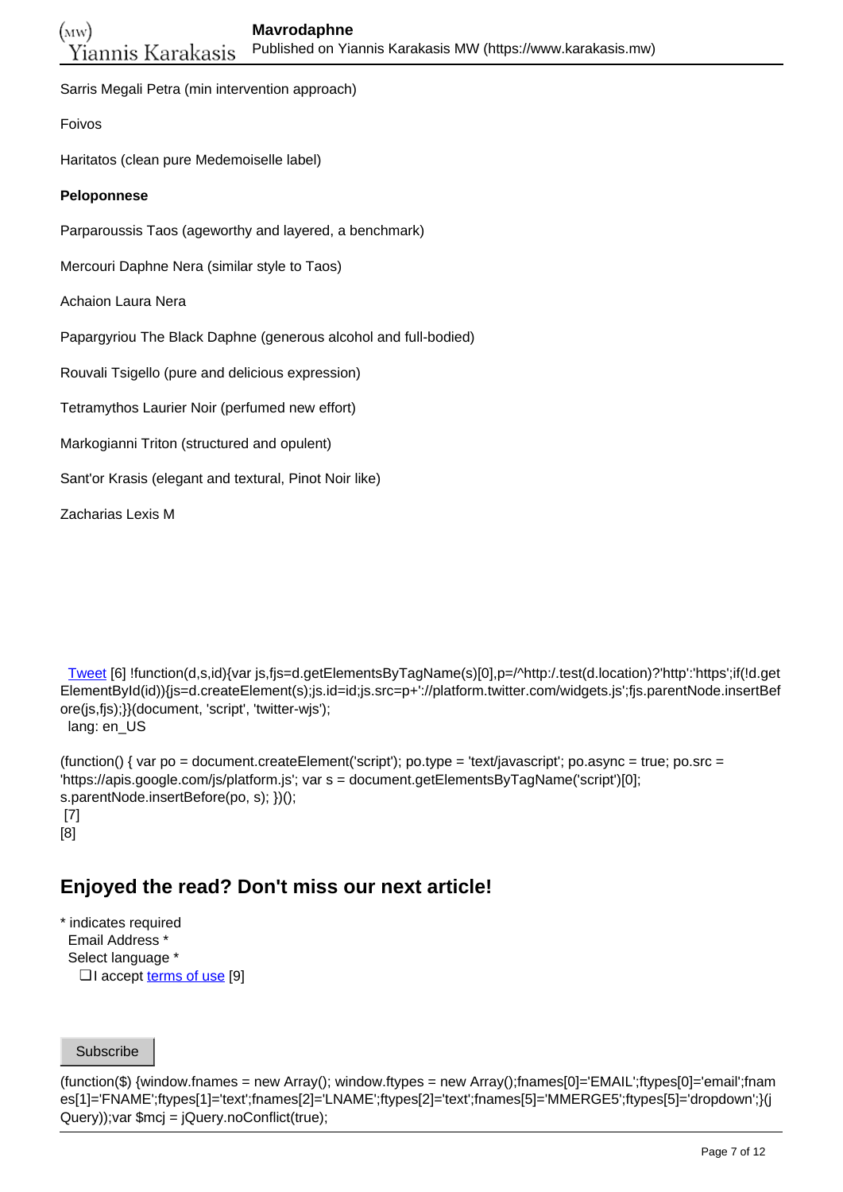Sarris Megali Petra (min intervention approach)

Foivos

Haritatos (clean pure Medemoiselle label)

**Peloponnese**

Parparoussis Taos (ageworthy and layered, a benchmark)

Mercouri Daphne Nera (similar style to Taos)

Achaion Laura Nera

Papargyriou The Black Daphne (generous alcohol and full-bodied)

Rouvali Tsigello (pure and delicious expression)

Tetramythos Laurier Noir (perfumed new effort)

Markogianni Triton (structured and opulent)

Sant'or Krasis (elegant and textural, Pinot Noir like)

Zacharias Lexis M

Tweet [6] !function(d,s,id){var js,fjs=d.getElementsByTagName(s)[0],p=/^http:/.test(d.location)?'http':'https';if(!d.getElementById(id)){js=d.createElement(s);js.id=id;js.src=p+'://platform.twitter.com/widgets.js';fjs.parentNode.insertBefore(js,fjs);}}(document, 'script', 'twitter-wjs');
lang: en_US

(function() { var po = document.createElement('script'); po.type = 'text/javascript'; po.async = true; po.src = 'https://apis.google.com/js/platform.js'; var s = document.getElementsByTagName('script')[0]; s.parentNode.insertBefore(po, s); })();
[7]
[8]

## Enjoyed the read? Don't miss our next article!

* indicates required
Email Address *
Select language *
❑I accept terms of use [9]

Subscribe

(function($) {window.fnames = new Array(); window.ftypes = new Array();fnames[0]='EMAIL';ftypes[0]='email';fnames[1]='FNAME';ftypes[1]='text';fnames[2]='LNAME';ftypes[2]='text';fnames[5]='MMERGE5';ftypes[5]='dropdown';}(jQuery));var $mcj = jQuery.noConflict(true);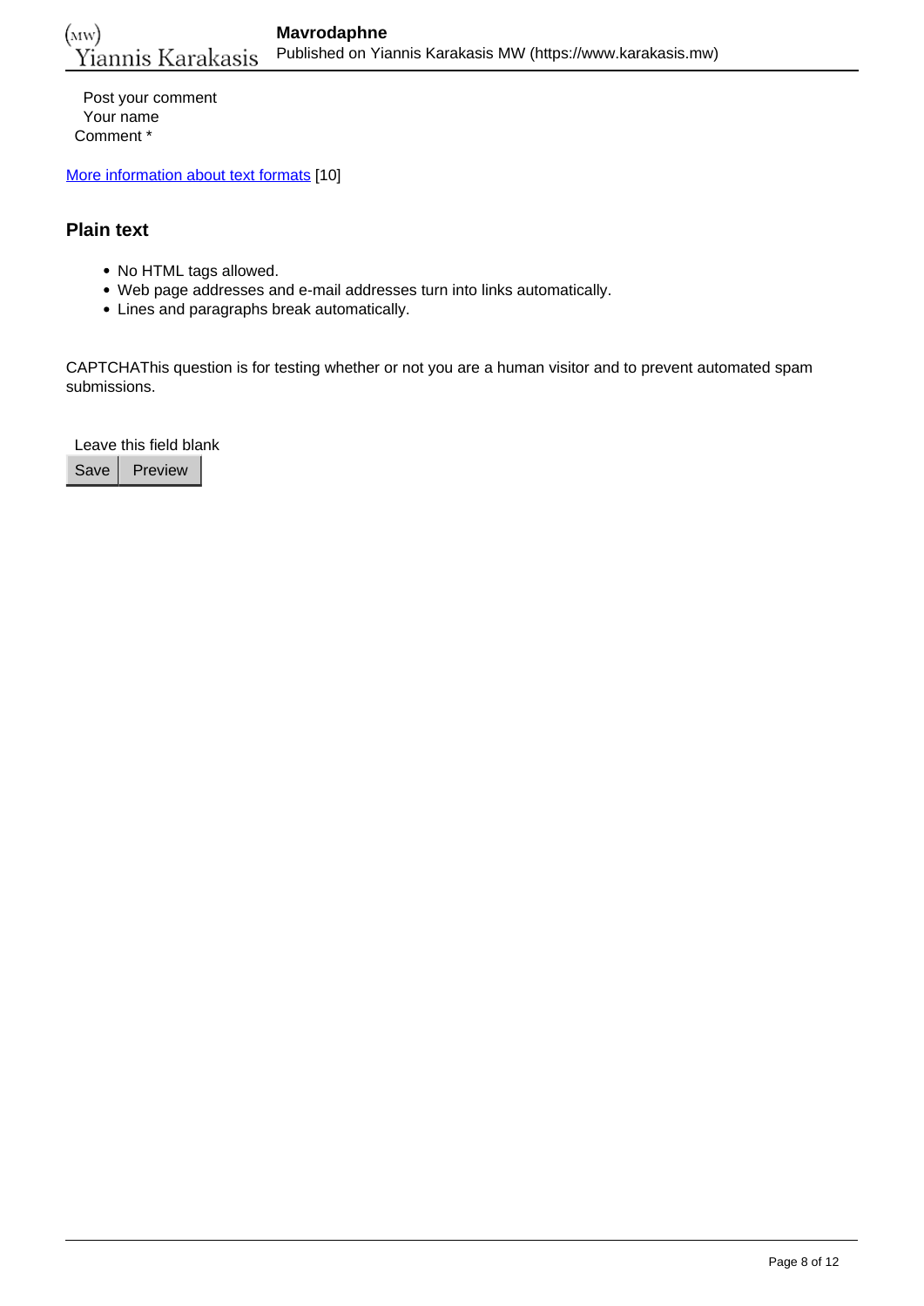Post your comment
Your name
Comment *

More information about text formats [10]

## Plain text

- No HTML tags allowed.
- Web page addresses and e-mail addresses turn into links automatically.
- Lines and paragraphs break automatically.

CAPTCHAThis question is for testing whether or not you are a human visitor and to prevent automated spam submissions.

Leave this field blank
Save Preview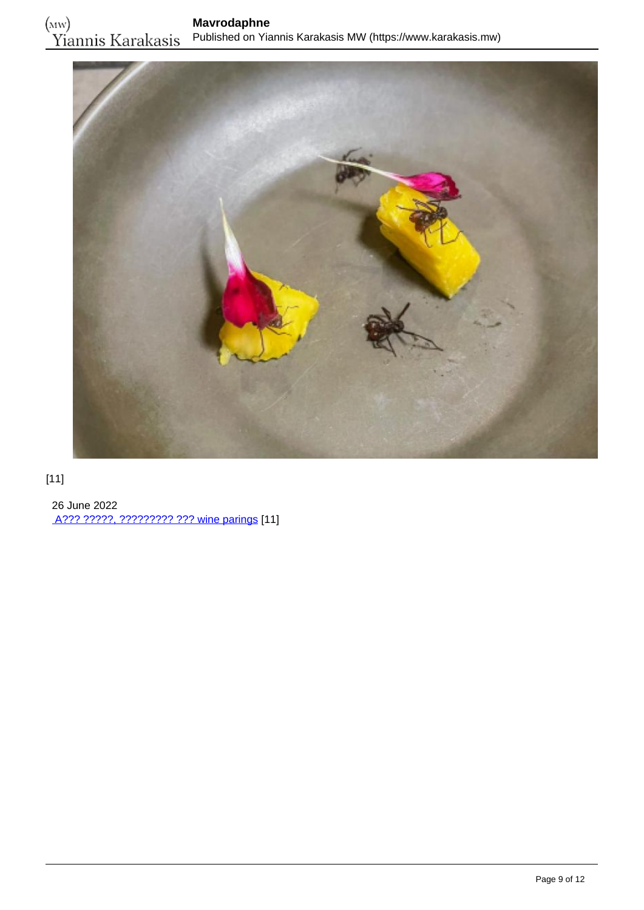[11]

26 June 2022

A??? ?????, ????????? ??? wine parings [11]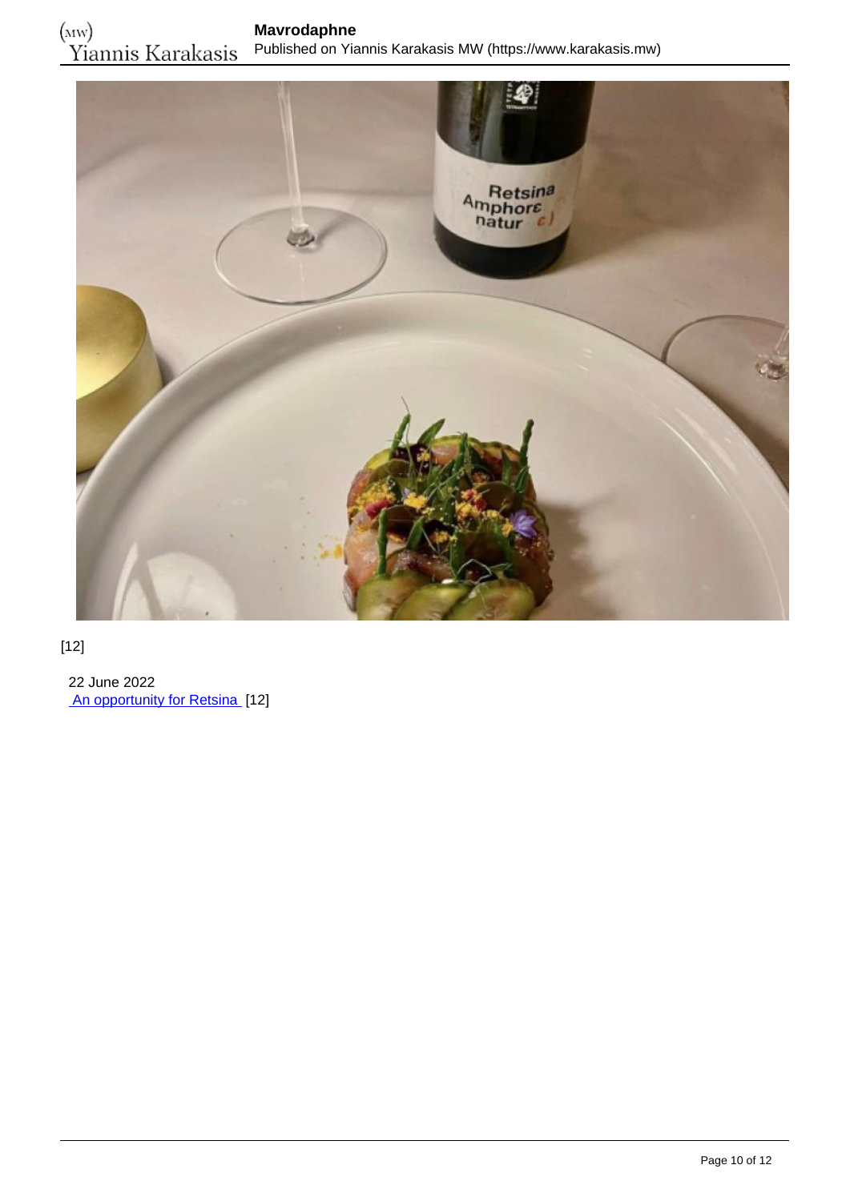[12]

22 June 2022
An opportunity for Retsina [12]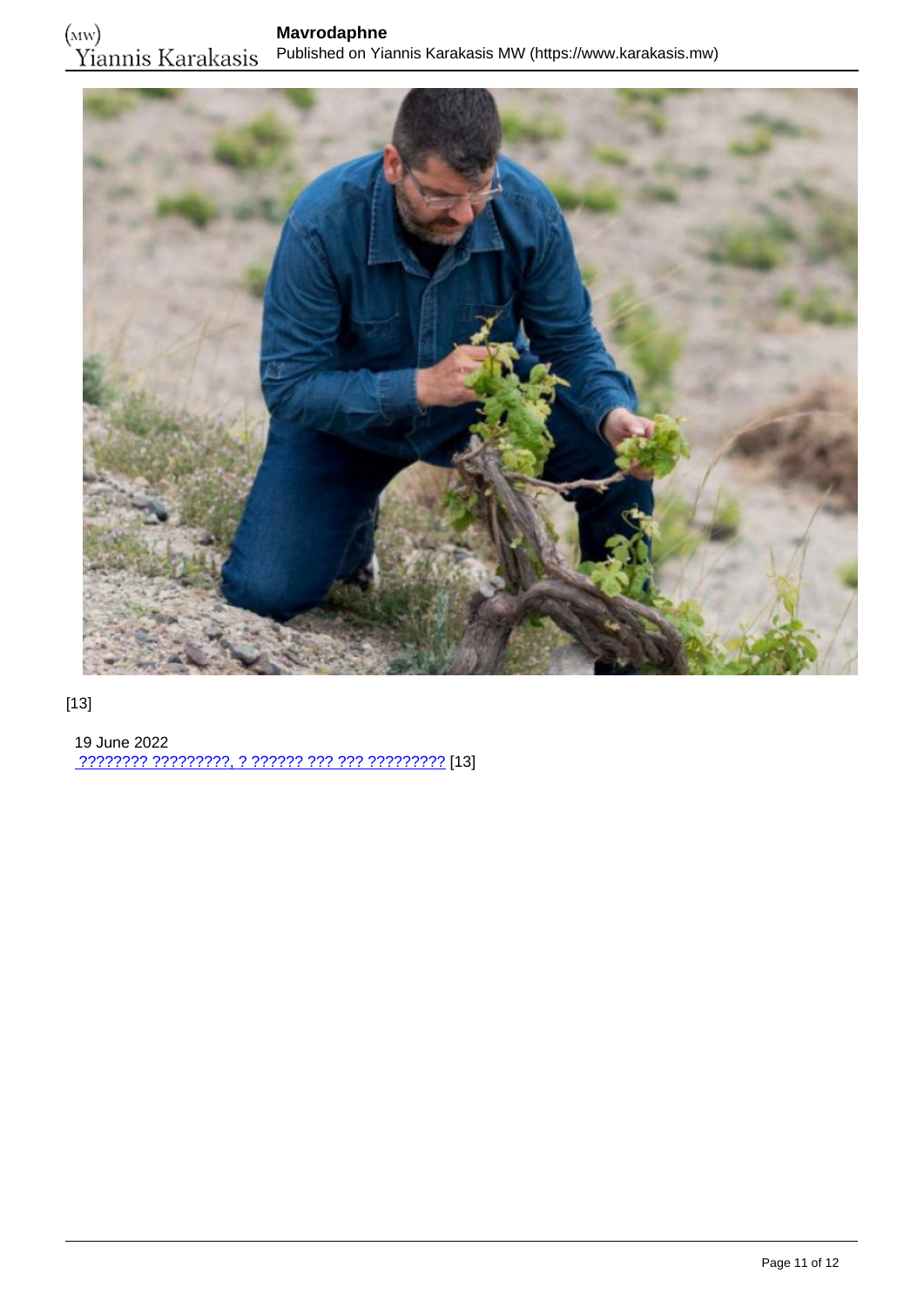[13]

19 June 2022

???????? ?????????, ? ?????? ??? ??? ????????? [13]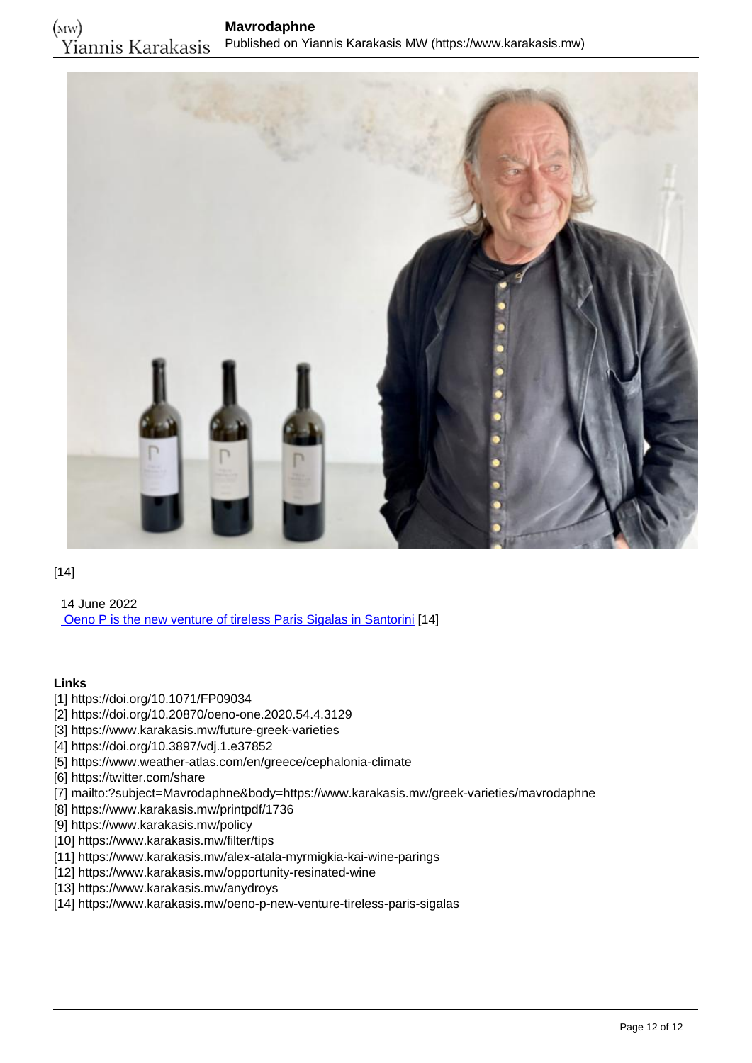[14]

14 June 2022

[Oeno P is the new venture of tireless Paris Sigalas in Santorini](https://www.karakasis.mw/oeno-p-new-venture-tireless-paris-sigalas) [14]

**Links**

[1] https://doi.org/10.1071/FP09034
[2] https://doi.org/10.20870/oeno-one.2020.54.4.3129
[3] https://www.karakasis.mw/future-greek-varieties
[4] https://doi.org/10.3897/vdj.1.e37852
[5] https://www.weather-atlas.com/en/greece/cephalonia-climate
[6] https://twitter.com/share
[7] mailto:?subject=Mavrodaphne&body=https://www.karakasis.mw/greek-varieties/mavrodaphne
[8] https://www.karakasis.mw/printpdf/1736
[9] https://www.karakasis.mw/policy
[10] https://www.karakasis.mw/filter/tips
[11] https://www.karakasis.mw/alex-atala-myrmigkia-kai-wine-parings
[12] https://www.karakasis.mw/opportunity-resinated-wine
[13] https://www.karakasis.mw/anydroys
[14] https://www.karakasis.mw/oeno-p-new-venture-tireless-paris-sigalas